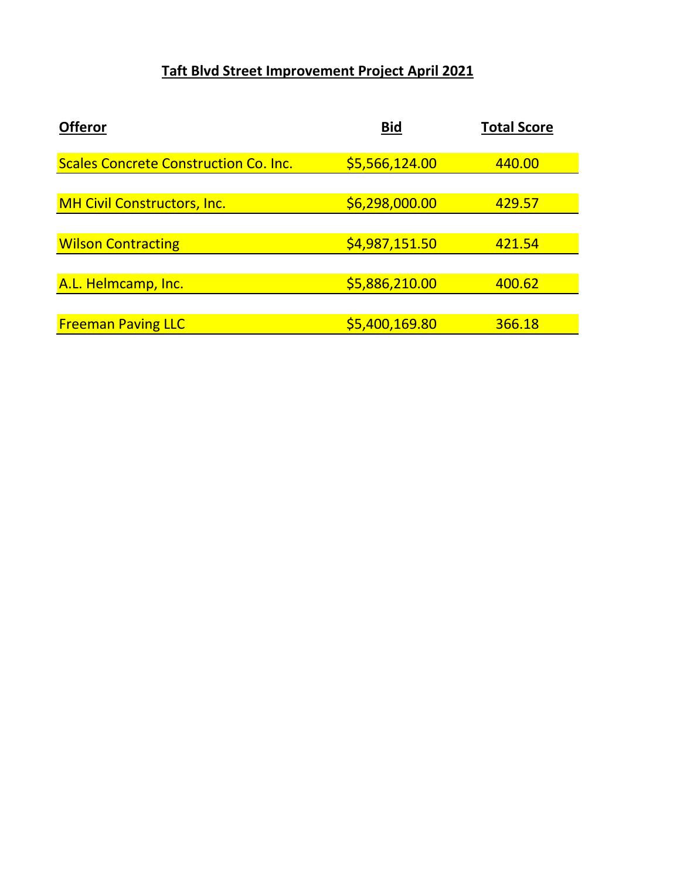# Taft Blvd Street Improvement Project April 2021

| Offeror | Bid | Total Score |
|---|---|---|
| Scales Concrete Construction Co. Inc. | $5,566,124.00 | 440.00 |
| MH Civil Constructors, Inc. | $6,298,000.00 | 429.57 |
| Wilson Contracting | $4,987,151.50 | 421.54 |
| A.L. Helmcamp, Inc. | $5,886,210.00 | 400.62 |
| Freeman Paving LLC | $5,400,169.80 | 366.18 |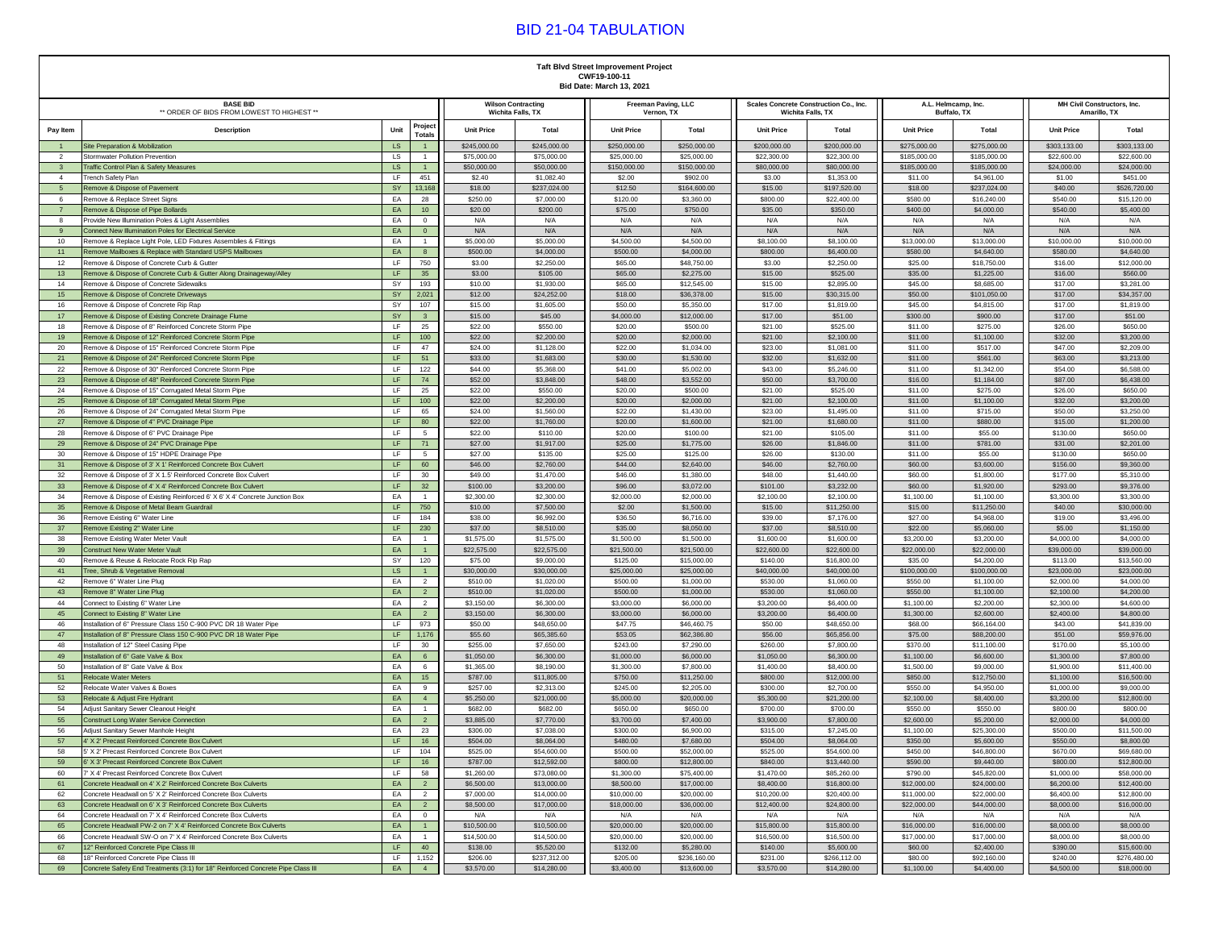# BID 21-04 TABULATION

**Taft Blvd Street Improvement Project**
**CWF19-100-11**
**Bid Date: March 13, 2021**

| BASE BID ** ORDER OF BIDS FROM LOWEST TO HIGHEST ** | | | | Wilson Contracting Wichita Falls, TX | | Freeman Paving, LLC Vernon, TX | | Scales Concrete Construction Co., Inc. Wichita Falls, TX | | A.L. Helmcamp, Inc. Buffalo, TX | | MH Civil Constructors, Inc. Amarillo, TX | |
|---|---|---|---|---|---|---|---|---|---|---|---|---|---|
| Pay Item | Description | Unit | Project Totals | Unit Price | Total | Unit Price | Total | Unit Price | Total | Unit Price | Total | Unit Price | Total |
| 1 | Site Preparation & Mobilization | LS | 1 | $245,000.00 | $245,000.00 | $250,000.00 | $250,000.00 | $200,000.00 | $200,000.00 | $275,000.00 | $275,000.00 | $303,133.00 | $303,133.00 |
| 2 | Stormwater Pollution Prevention | LS | 1 | $75,000.00 | $75,000.00 | $25,000.00 | $25,000.00 | $22,300.00 | $22,300.00 | $185,000.00 | $185,000.00 | $22,600.00 | $22,600.00 |
| 3 | Traffic Control Plan & Safety Measures | LS | 1 | $50,000.00 | $50,000.00 | $150,000.00 | $150,000.00 | $80,000.00 | $80,000.00 | $185,000.00 | $185,000.00 | $24,000.00 | $24,000.00 |
| 4 | Trench Safety Plan | LF | 451 | $2.40 | $1,082.40 | $2.00 | $902.00 | $3.00 | $1,353.00 | $11.00 | $4,961.00 | $1.00 | $451.00 |
| 5 | Remove & Dispose of Pavement | SY | 13,168 | $18.00 | $237,024.00 | $12.50 | $164,600.00 | $15.00 | $197,520.00 | $18.00 | $237,024.00 | $40.00 | $526,720.00 |
| 6 | Remove & Replace Street Signs | EA | 28 | $250.00 | $7,000.00 | $120.00 | $3,360.00 | $800.00 | $22,400.00 | $580.00 | $16,240.00 | $540.00 | $15,120.00 |
| 7 | Remove & Dispose of Pipe Bollards | EA | 10 | $20.00 | $200.00 | $75.00 | $750.00 | $35.00 | $350.00 | $400.00 | $4,000.00 | $540.00 | $5,400.00 |
| 8 | Provide New Illumination Poles & Light Assemblies | EA | 0 | N/A | N/A | N/A | N/A | N/A | N/A | N/A | N/A | N/A | N/A |
| 9 | Connect New Illumination Poles for Electrical Service | EA | 0 | N/A | N/A | N/A | N/A | N/A | N/A | N/A | N/A | N/A | N/A |
| 10 | Remove & Replace Light Pole, LED Fixtures Assemblies & Fittings | EA | 1 | $5,000.00 | $5,000.00 | $4,500.00 | $4,500.00 | $8,100.00 | $8,100.00 | $13,000.00 | $13,000.00 | $10,000.00 | $10,000.00 |
| 11 | Remove Mailboxes & Replace with Standard USPS Mailboxes | EA | 8 | $500.00 | $4,000.00 | $500.00 | $4,000.00 | $800.00 | $6,400.00 | $580.00 | $4,640.00 | $580.00 | $4,640.00 |
| 12 | Remove & Dispose of Concrete Curb & Gutter | LF | 750 | $3.00 | $2,250.00 | $65.00 | $48,750.00 | $3.00 | $2,250.00 | $25.00 | $18,750.00 | $16.00 | $12,000.00 |
| 13 | Remove & Dispose of Concrete Curb & Gutter Along Drainageway/Alley | LF | 35 | $3.00 | $105.00 | $65.00 | $2,275.00 | $15.00 | $525.00 | $35.00 | $1,225.00 | $16.00 | $560.00 |
| 14 | Remove & Dispose of Concrete Sidewalks | SY | 193 | $10.00 | $1,930.00 | $65.00 | $12,545.00 | $15.00 | $2,895.00 | $45.00 | $8,685.00 | $17.00 | $3,281.00 |
| 15 | Remove & Dispose of Concrete Driveways | SY | 2,021 | $12.00 | $24,252.00 | $18.00 | $36,378.00 | $15.00 | $30,315.00 | $50.00 | $101,050.00 | $17.00 | $34,357.00 |
| 16 | Remove & Dispose of Concrete Rip Rap | SY | 107 | $15.00 | $1,605.00 | $50.00 | $5,350.00 | $17.00 | $1,819.00 | $45.00 | $4,815.00 | $17.00 | $1,819.00 |
| 17 | Remove & Dispose of Existing Concrete Drainage Flume | SY | 3 | $15.00 | $45.00 | $4,000.00 | $12,000.00 | $17.00 | $51.00 | $300.00 | $900.00 | $17.00 | $51.00 |
| 18 | Remove & Dispose of 8" Reinforced Concrete Storm Pipe | LF | 25 | $22.00 | $550.00 | $20.00 | $500.00 | $21.00 | $525.00 | $11.00 | $275.00 | $26.00 | $650.00 |
| 19 | Remove & Dispose of 12" Reinforced Concrete Storm Pipe | LF | 100 | $22.00 | $2,200.00 | $20.00 | $2,000.00 | $21.00 | $2,100.00 | $11.00 | $1,100.00 | $32.00 | $3,200.00 |
| 20 | Remove & Dispose of 15" Reinforced Concrete Storm Pipe | LF | 47 | $24.00 | $1,128.00 | $22.00 | $1,034.00 | $23.00 | $1,081.00 | $11.00 | $517.00 | $47.00 | $2,209.00 |
| 21 | Remove & Dispose of 24" Reinforced Concrete Storm Pipe | LF | 51 | $33.00 | $1,683.00 | $30.00 | $1,530.00 | $32.00 | $1,632.00 | $11.00 | $561.00 | $63.00 | $3,213.00 |
| 22 | Remove & Dispose of 30" Reinforced Concrete Storm Pipe | LF | 122 | $44.00 | $5,368.00 | $41.00 | $5,002.00 | $43.00 | $5,246.00 | $11.00 | $1,342.00 | $54.00 | $6,588.00 |
| 23 | Remove & Dispose of 48" Reinforced Concrete Storm Pipe | LF | 74 | $52.00 | $3,848.00 | $48.00 | $3,552.00 | $50.00 | $3,700.00 | $16.00 | $1,184.00 | $87.00 | $6,438.00 |
| 24 | Remove & Dispose of 15" Corrugated Metal Storm Pipe | LF | 25 | $22.00 | $550.00 | $20.00 | $500.00 | $21.00 | $525.00 | $11.00 | $275.00 | $26.00 | $650.00 |
| 25 | Remove & Dispose of 18" Corrugated Metal Storm Pipe | LF | 100 | $22.00 | $2,200.00 | $20.00 | $2,000.00 | $21.00 | $2,100.00 | $11.00 | $1,100.00 | $32.00 | $3,200.00 |
| 26 | Remove & Dispose of 24" Corrugated Metal Storm Pipe | LF | 65 | $24.00 | $1,560.00 | $22.00 | $1,430.00 | $23.00 | $1,495.00 | $11.00 | $715.00 | $50.00 | $3,250.00 |
| 27 | Remove & Dispose of 4" PVC Drainage Pipe | LF | 80 | $22.00 | $1,760.00 | $20.00 | $1,600.00 | $21.00 | $1,680.00 | $11.00 | $880.00 | $15.00 | $1,200.00 |
| 28 | Remove & Dispose of 6" PVC Drainage Pipe | LF | 5 | $22.00 | $110.00 | $20.00 | $100.00 | $21.00 | $105.00 | $11.00 | $55.00 | $130.00 | $650.00 |
| 29 | Remove & Dispose of 24" PVC Drainage Pipe | LF | 71 | $27.00 | $1,917.00 | $25.00 | $1,775.00 | $26.00 | $1,846.00 | $11.00 | $781.00 | $31.00 | $2,201.00 |
| 30 | Remove & Dispose of 15" HDPE Drainage Pipe | LF | 5 | $27.00 | $135.00 | $25.00 | $125.00 | $26.00 | $130.00 | $11.00 | $55.00 | $130.00 | $650.00 |
| 31 | Remove & Dispose of 3' X 1' Reinforced Concrete Box Culvert | LF | 60 | $46.00 | $2,760.00 | $44.00 | $2,640.00 | $46.00 | $2,760.00 | $60.00 | $3,600.00 | $156.00 | $9,360.00 |
| 32 | Remove & Dispose of 3' X 1.5' Reinforced Concrete Box Culvert | LF | 30 | $49.00 | $1,470.00 | $46.00 | $1,380.00 | $48.00 | $1,440.00 | $60.00 | $1,800.00 | $177.00 | $5,310.00 |
| 33 | Remove & Dispose of 4' X 4' Reinforced Concrete Box Culvert | LF | 32 | $100.00 | $3,200.00 | $96.00 | $3,072.00 | $101.00 | $3,232.00 | $60.00 | $1,920.00 | $293.00 | $9,376.00 |
| 34 | Remove & Dispose of Existing Reinforced 6' X 6' X 4' Concrete Junction Box | EA | 1 | $2,300.00 | $2,300.00 | $2,000.00 | $2,000.00 | $2,100.00 | $2,100.00 | $1,100.00 | $1,100.00 | $3,300.00 | $3,300.00 |
| 35 | Remove & Dispose of Metal Beam Guardrail | LF | 750 | $10.00 | $7,500.00 | $2.00 | $1,500.00 | $15.00 | $11,250.00 | $15.00 | $11,250.00 | $40.00 | $30,000.00 |
| 36 | Remove Existing 6" Water Line | LF | 184 | $38.00 | $6,992.00 | $36.50 | $6,716.00 | $39.00 | $7,176.00 | $27.00 | $4,968.00 | $19.00 | $3,496.00 |
| 37 | Remove Existing 2" Water Line | LF | 230 | $37.00 | $8,510.00 | $35.00 | $8,050.00 | $37.00 | $8,510.00 | $22.00 | $5,060.00 | $5.00 | $1,150.00 |
| 38 | Remove Existing Water Meter Vault | EA | 1 | $1,575.00 | $1,575.00 | $1,500.00 | $1,500.00 | $1,600.00 | $1,600.00 | $3,200.00 | $3,200.00 | $4,000.00 | $4,000.00 |
| 39 | Construct New Water Meter Vault | EA | 1 | $22,575.00 | $22,575.00 | $21,500.00 | $21,500.00 | $22,600.00 | $22,600.00 | $22,000.00 | $22,000.00 | $39,000.00 | $39,000.00 |
| 40 | Remove & Reuse & Relocate Rock Rip Rap | SY | 120 | $75.00 | $9,000.00 | $125.00 | $15,000.00 | $140.00 | $16,800.00 | $35.00 | $4,200.00 | $113.00 | $13,560.00 |
| 41 | Tree, Shrub & Vegetative Removal | LS | 1 | $30,000.00 | $30,000.00 | $25,000.00 | $25,000.00 | $40,000.00 | $40,000.00 | $100,000.00 | $100,000.00 | $23,000.00 | $23,000.00 |
| 42 | Remove 6" Water Line Plug | EA | 2 | $510.00 | $1,020.00 | $500.00 | $1,000.00 | $530.00 | $1,060.00 | $550.00 | $1,100.00 | $2,000.00 | $4,000.00 |
| 43 | Remove 8" Water Line Plug | EA | 2 | $510.00 | $1,020.00 | $500.00 | $1,000.00 | $530.00 | $1,060.00 | $550.00 | $1,100.00 | $2,100.00 | $4,200.00 |
| 44 | Connect to Existing 6" Water Line | EA | 2 | $3,150.00 | $6,300.00 | $3,000.00 | $6,000.00 | $3,200.00 | $6,400.00 | $1,100.00 | $2,200.00 | $2,300.00 | $4,600.00 |
| 45 | Connect to Existing 8" Water Line | EA | 2 | $3,150.00 | $6,300.00 | $3,000.00 | $6,000.00 | $3,200.00 | $6,400.00 | $1,300.00 | $2,600.00 | $2,400.00 | $4,800.00 |
| 46 | Installation of 6" Pressure Class 150 C-900 PVC DR 18 Water Pipe | LF | 973 | $50.00 | $48,650.00 | $47.75 | $46,460.75 | $50.00 | $48,650.00 | $68.00 | $66,164.00 | $43.00 | $41,839.00 |
| 47 | Installation of 8" Pressure Class 150 C-900 PVC DR 18 Water Pipe | LF | 1,176 | $55.60 | $65,385.60 | $53.05 | $62,386.80 | $56.00 | $65,856.00 | $75.00 | $88,200.00 | $51.00 | $59,976.00 |
| 48 | Installation of 12" Steel Casing Pipe | LF | 30 | $255.00 | $7,650.00 | $243.00 | $7,290.00 | $260.00 | $7,800.00 | $370.00 | $11,100.00 | $170.00 | $5,100.00 |
| 49 | Installation of 6" Gate Valve & Box | EA | 6 | $1,050.00 | $6,300.00 | $1,000.00 | $6,000.00 | $1,050.00 | $6,300.00 | $1,100.00 | $6,600.00 | $1,300.00 | $7,800.00 |
| 50 | Installation of 8" Gate Valve & Box | EA | 6 | $1,365.00 | $8,190.00 | $1,300.00 | $7,800.00 | $1,400.00 | $8,400.00 | $1,500.00 | $9,000.00 | $1,900.00 | $11,400.00 |
| 51 | Relocate Water Meters | EA | 15 | $787.00 | $11,805.00 | $750.00 | $11,250.00 | $800.00 | $12,000.00 | $850.00 | $12,750.00 | $1,100.00 | $16,500.00 |
| 52 | Relocate Water Valves & Boxes | EA | 9 | $257.00 | $2,313.00 | $245.00 | $2,205.00 | $300.00 | $2,700.00 | $550.00 | $4,950.00 | $1,000.00 | $9,000.00 |
| 53 | Relocate & Adjust Fire Hydrant | EA | 4 | $5,250.00 | $21,000.00 | $5,000.00 | $20,000.00 | $5,300.00 | $21,200.00 | $2,100.00 | $8,400.00 | $3,200.00 | $12,800.00 |
| 54 | Adjust Sanitary Sewer Cleanout Height | EA | 1 | $682.00 | $682.00 | $650.00 | $650.00 | $700.00 | $700.00 | $550.00 | $550.00 | $800.00 | $800.00 |
| 55 | Construct Long Water Service Connection | EA | 2 | $3,885.00 | $7,770.00 | $3,700.00 | $7,400.00 | $3,900.00 | $7,800.00 | $2,600.00 | $5,200.00 | $2,000.00 | $4,000.00 |
| 56 | Adjust Sanitary Sewer Manhole Height | EA | 23 | $306.00 | $7,038.00 | $300.00 | $6,900.00 | $315.00 | $7,245.00 | $1,100.00 | $25,300.00 | $500.00 | $11,500.00 |
| 57 | 4' X 2' Precast Reinforced Concrete Box Culvert | LF | 16 | $504.00 | $8,064.00 | $480.00 | $7,680.00 | $504.00 | $8,064.00 | $350.00 | $5,600.00 | $550.00 | $8,800.00 |
| 58 | 5' X 2' Precast Reinforced Concrete Box Culvert | LF | 104 | $525.00 | $54,600.00 | $500.00 | $52,000.00 | $525.00 | $54,600.00 | $450.00 | $46,800.00 | $670.00 | $69,680.00 |
| 59 | 6' X 3' Precast Reinforced Concrete Box Culvert | LF | 16 | $787.00 | $12,592.00 | $800.00 | $12,800.00 | $840.00 | $13,440.00 | $590.00 | $9,440.00 | $800.00 | $12,800.00 |
| 60 | 7' X 4' Precast Reinforced Concrete Box Culvert | LF | 58 | $1,260.00 | $73,080.00 | $1,300.00 | $75,400.00 | $1,470.00 | $85,260.00 | $790.00 | $45,820.00 | $1,000.00 | $58,000.00 |
| 61 | Concrete Headwall on 4' X 2' Reinforced Concrete Box Culverts | EA | 2 | $6,500.00 | $13,000.00 | $8,500.00 | $17,000.00 | $8,400.00 | $16,800.00 | $12,000.00 | $24,000.00 | $6,200.00 | $12,400.00 |
| 62 | Concrete Headwall on 5' X 2' Reinforced Concrete Box Culverts | EA | 2 | $7,000.00 | $14,000.00 | $10,000.00 | $20,000.00 | $10,200.00 | $20,400.00 | $11,000.00 | $22,000.00 | $6,400.00 | $12,800.00 |
| 63 | Concrete Headwall on 6' X 3' Reinforced Concrete Box Culverts | EA | 2 | $8,500.00 | $17,000.00 | $18,000.00 | $36,000.00 | $12,400.00 | $24,800.00 | $22,000.00 | $44,000.00 | $8,000.00 | $16,000.00 |
| 64 | Concrete Headwall on 7' X 4' Reinforced Concrete Box Culverts | EA | 0 | N/A | N/A | N/A | N/A | N/A | N/A | N/A | N/A | N/A | N/A |
| 65 | Concrete Headwall PW-2 on 7' X 4' Reinforced Concrete Box Culverts | EA | 1 | $10,500.00 | $10,500.00 | $20,000.00 | $20,000.00 | $15,800.00 | $15,800.00 | $16,000.00 | $16,000.00 | $8,000.00 | $8,000.00 |
| 66 | Concrete Headwall SW-O on 7' X 4' Reinforced Concrete Box Culverts | EA | 1 | $14,500.00 | $14,500.00 | $20,000.00 | $20,000.00 | $16,500.00 | $16,500.00 | $17,000.00 | $17,000.00 | $8,000.00 | $8,000.00 |
| 67 | 12" Reinforced Concrete Pipe Class III | LF | 40 | $138.00 | $5,520.00 | $132.00 | $5,280.00 | $140.00 | $5,600.00 | $60.00 | $2,400.00 | $390.00 | $15,600.00 |
| 68 | 18" Reinforced Concrete Pipe Class III | LF | 1,152 | $206.00 | $237,312.00 | $205.00 | $236,160.00 | $231.00 | $266,112.00 | $80.00 | $92,160.00 | $240.00 | $276,480.00 |
| 69 | Concrete Safety End Treatments (3:1) for 18" Reinforced Concrete Pipe Class III | EA | 4 | $3,570.00 | $14,280.00 | $3,400.00 | $13,600.00 | $3,570.00 | $14,280.00 | $1,100.00 | $4,400.00 | $4,500.00 | $18,000.00 |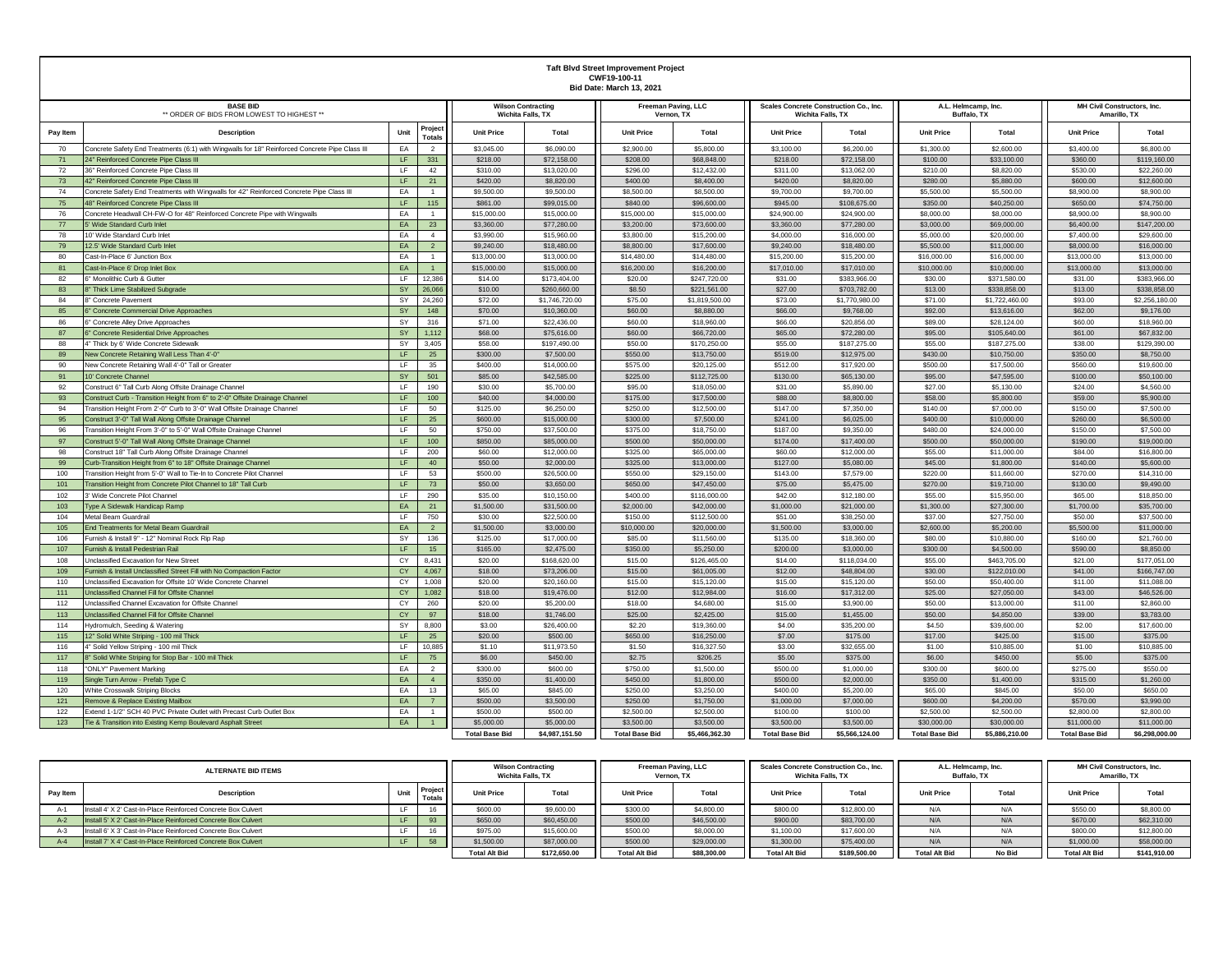# Taft Blvd Street Improvement Project

CWF19-100-11

Bid Date: March 13, 2021

| BASE BID ** ORDER OF BIDS FROM LOWEST TO HIGHEST ** | | | | Wilson Contracting Wichita Falls, TX | | Freeman Paving, LLC Vernon, TX | | Scales Concrete Construction Co., Inc. Wichita Falls, TX | | A.L. Helmcamp, Inc. Buffalo, TX | | MH Civil Constructors, Inc. Amarillo, TX | |
|---|---|---|---|---|---|---|---|---|---|---|---|---|---|
| Pay Item | Description | Unit | Project Totals | Unit Price | Total | Unit Price | Total | Unit Price | Total | Unit Price | Total | Unit Price | Total |
| 70 | Concrete Safety End Treatments (6:1) with Wingwalls for 18" Reinforced Concrete Pipe Class III | EA | 2 | $3,045.00 | $6,090.00 | $2,900.00 | $5,800.00 | $3,100.00 | $6,200.00 | $1,300.00 | $2,600.00 | $3,400.00 | $6,800.00 |
| 71 | 24" Reinforced Concrete Pipe Class III | LF | 331 | $218.00 | $72,158.00 | $208.00 | $68,848.00 | $218.00 | $72,158.00 | $100.00 | $33,100.00 | $360.00 | $119,160.00 |
| 72 | 36" Reinforced Concrete Pipe Class III | LF | 42 | $310.00 | $13,020.00 | $296.00 | $12,432.00 | $311.00 | $13,062.00 | $210.00 | $8,820.00 | $530.00 | $22,260.00 |
| 73 | 42" Reinforced Concrete Pipe Class III | LF | 21 | $420.00 | $8,820.00 | $400.00 | $8,400.00 | $420.00 | $8,820.00 | $280.00 | $5,880.00 | $600.00 | $12,600.00 |
| 74 | Concrete Safety End Treatments with Wingwalls for 42" Reinforced Concrete Pipe Class III | EA | 1 | $9,500.00 | $9,500.00 | $8,500.00 | $8,500.00 | $9,700.00 | $9,700.00 | $5,500.00 | $5,500.00 | $8,900.00 | $8,900.00 |
| 75 | 48" Reinforced Concrete Pipe Class III | LF | 115 | $861.00 | $99,015.00 | $840.00 | $96,600.00 | $945.00 | $108,675.00 | $350.00 | $40,250.00 | $650.00 | $74,750.00 |
| 76 | Concrete Headwall CH-FW-O for 48" Reinforced Concrete Pipe with Wingwalls | EA | 1 | $15,000.00 | $15,000.00 | $15,000.00 | $15,000.00 | $24,900.00 | $24,900.00 | $8,000.00 | $8,000.00 | $8,900.00 | $8,900.00 |
| 77 | 5' Wide Standard Curb Inlet | EA | 23 | $3,360.00 | $77,280.00 | $3,200.00 | $73,600.00 | $3,360.00 | $77,280.00 | $3,000.00 | $69,000.00 | $6,400.00 | $147,200.00 |
| 78 | 10' Wide Standard Curb Inlet | EA | 4 | $3,990.00 | $15,960.00 | $3,800.00 | $15,200.00 | $4,000.00 | $16,000.00 | $5,000.00 | $20,000.00 | $7,400.00 | $29,600.00 |
| 79 | 12.5' Wide Standard Curb Inlet | EA | 2 | $9,240.00 | $18,480.00 | $8,800.00 | $17,600.00 | $9,240.00 | $18,480.00 | $5,500.00 | $11,000.00 | $8,000.00 | $16,000.00 |
| 80 | Cast-In-Place 6' Junction Box | EA | 1 | $13,000.00 | $13,000.00 | $14,480.00 | $14,480.00 | $15,200.00 | $15,200.00 | $16,000.00 | $16,000.00 | $13,000.00 | $13,000.00 |
| 81 | Cast-In-Place 6' Drop Inlet Box | EA | 1 | $15,000.00 | $15,000.00 | $16,200.00 | $16,200.00 | $17,010.00 | $17,010.00 | $10,000.00 | $10,000.00 | $13,000.00 | $13,000.00 |
| 82 | 6" Monolithic Curb & Gutter | LF | 12,386 | $14.00 | $173,404.00 | $20.00 | $247,720.00 | $31.00 | $383,966.00 | $30.00 | $371,580.00 | $31.00 | $383,966.00 |
| 83 | 8" Thick Lime Stabilized Subgrade | SY | 26,066 | $10.00 | $260,660.00 | $8.50 | $221,561.00 | $27.00 | $703,782.00 | $13.00 | $338,858.00 | $13.00 | $338,858.00 |
| 84 | 8" Concrete Pavement | SY | 24,260 | $72.00 | $1,746,720.00 | $75.00 | $1,819,500.00 | $73.00 | $1,770,980.00 | $71.00 | $1,722,460.00 | $93.00 | $2,256,180.00 |
| 85 | 6" Concrete Commercial Drive Approaches | SY | 148 | $70.00 | $10,360.00 | $60.00 | $8,880.00 | $66.00 | $9,768.00 | $92.00 | $13,616.00 | $62.00 | $9,176.00 |
| 86 | 6" Concrete Alley Drive Approaches | SY | 316 | $71.00 | $22,436.00 | $60.00 | $18,960.00 | $66.00 | $20,856.00 | $89.00 | $28,124.00 | $60.00 | $18,960.00 |
| 87 | 6" Concrete Residential Drive Approaches | SY | 1,112 | $68.00 | $75,616.00 | $60.00 | $66,720.00 | $65.00 | $72,280.00 | $95.00 | $105,640.00 | $61.00 | $67,832.00 |
| 88 | 4" Thick by 6' Wide Concrete Sidewalk | SY | 3,405 | $58.00 | $197,490.00 | $50.00 | $170,250.00 | $55.00 | $187,275.00 | $55.00 | $187,275.00 | $38.00 | $129,390.00 |
| 89 | New Concrete Retaining Wall Less Than 4'-0" | LF | 25 | $300.00 | $7,500.00 | $550.00 | $13,750.00 | $519.00 | $12,975.00 | $430.00 | $10,750.00 | $350.00 | $8,750.00 |
| 90 | New Concrete Retaining Wall 4'-0" Tall or Greater | LF | 35 | $400.00 | $14,000.00 | $575.00 | $20,125.00 | $512.00 | $17,920.00 | $500.00 | $17,500.00 | $560.00 | $19,600.00 |
| 91 | 10' Concrete Channel | SY | 501 | $85.00 | $42,585.00 | $225.00 | $112,725.00 | $130.00 | $65,130.00 | $95.00 | $47,595.00 | $100.00 | $50,100.00 |
| 92 | Construct 6" Tall Curb Along Offsite Drainage Channel | LF | 190 | $30.00 | $5,700.00 | $95.00 | $18,050.00 | $31.00 | $5,890.00 | $27.00 | $5,130.00 | $24.00 | $4,560.00 |
| 93 | Construct Curb - Transition Height from 6" to 2'-0" Offsite Drainage Channel | LF | 100 | $40.00 | $4,000.00 | $175.00 | $17,500.00 | $88.00 | $8,800.00 | $58.00 | $5,800.00 | $59.00 | $5,900.00 |
| 94 | Transition Height From 2'-0" Curb to 3'-0" Wall Offsite Drainage Channel | LF | 50 | $125.00 | $6,250.00 | $250.00 | $12,500.00 | $147.00 | $7,350.00 | $140.00 | $7,000.00 | $150.00 | $7,500.00 |
| 95 | Construct 3'-0" Tall Wall Along Offsite Drainage Channel | LF | 25 | $600.00 | $15,000.00 | $300.00 | $7,500.00 | $241.00 | $6,025.00 | $400.00 | $10,000.00 | $260.00 | $6,500.00 |
| 96 | Transition Height From 3'-0" to 5'-0" Wall Offsite Drainage Channel | LF | 50 | $750.00 | $37,500.00 | $375.00 | $18,750.00 | $187.00 | $9,350.00 | $480.00 | $24,000.00 | $150.00 | $7,500.00 |
| 97 | Construct 5'-0" Tall Wall Along Offsite Drainage Channel | LF | 100 | $850.00 | $85,000.00 | $500.00 | $50,000.00 | $174.00 | $17,400.00 | $500.00 | $50,000.00 | $190.00 | $19,000.00 |
| 98 | Construct 18" Tall Curb Along Offsite Drainage Channel | LF | 200 | $60.00 | $12,000.00 | $325.00 | $65,000.00 | $60.00 | $12,000.00 | $55.00 | $11,000.00 | $84.00 | $16,800.00 |
| 99 | Curb-Transition Height from 6" to 18" Offsite Drainage Channel | LF | 40 | $50.00 | $2,000.00 | $325.00 | $13,000.00 | $127.00 | $5,080.00 | $45.00 | $1,800.00 | $140.00 | $5,600.00 |
| 100 | Transition Height from 5'-0" Wall to Tie-In to Concrete Pilot Channel | LF | 53 | $500.00 | $26,500.00 | $550.00 | $29,150.00 | $143.00 | $7,579.00 | $220.00 | $11,660.00 | $270.00 | $14,310.00 |
| 101 | Transition Height from Concrete Pilot Channel to 18" Tall Curb | LF | 73 | $50.00 | $3,650.00 | $650.00 | $47,450.00 | $75.00 | $5,475.00 | $270.00 | $19,710.00 | $130.00 | $9,490.00 |
| 102 | 3' Wide Concrete Pilot Channel | LF | 290 | $35.00 | $10,150.00 | $400.00 | $116,000.00 | $42.00 | $12,180.00 | $55.00 | $15,950.00 | $65.00 | $18,850.00 |
| 103 | Type A Sidewalk Handicap Ramp | EA | 21 | $1,500.00 | $31,500.00 | $2,000.00 | $42,000.00 | $1,000.00 | $21,000.00 | $1,300.00 | $27,300.00 | $1,700.00 | $35,700.00 |
| 104 | Metal Beam Guardrail | LF | 750 | $30.00 | $22,500.00 | $150.00 | $112,500.00 | $51.00 | $38,250.00 | $37.00 | $27,750.00 | $50.00 | $37,500.00 |
| 105 | End Treatments for Metal Beam Guardrail | EA | 2 | $1,500.00 | $3,000.00 | $10,000.00 | $20,000.00 | $1,500.00 | $3,000.00 | $2,600.00 | $5,200.00 | $5,500.00 | $11,000.00 |
| 106 | Furnish & Install 9" - 12" Nominal Rock Rip Rap | SY | 136 | $125.00 | $17,000.00 | $85.00 | $11,560.00 | $135.00 | $18,360.00 | $80.00 | $10,880.00 | $160.00 | $21,760.00 |
| 107 | Furnish & Install Pedestrian Rail | LF | 15 | $165.00 | $2,475.00 | $350.00 | $5,250.00 | $200.00 | $3,000.00 | $300.00 | $4,500.00 | $590.00 | $8,850.00 |
| 108 | Unclassified Excavation for New Street | CY | 8,431 | $20.00 | $168,620.00 | $15.00 | $126,465.00 | $14.00 | $118,034.00 | $55.00 | $463,705.00 | $21.00 | $177,051.00 |
| 109 | Furnish & Install Unclassified Street Fill with No Compaction Factor | CY | 4,067 | $18.00 | $73,206.00 | $15.00 | $61,005.00 | $12.00 | $48,804.00 | $30.00 | $122,010.00 | $41.00 | $166,747.00 |
| 110 | Unclassified Excavation for Offsite 10' Wide Concrete Channel | CY | 1,008 | $20.00 | $20,160.00 | $15.00 | $15,120.00 | $15.00 | $15,120.00 | $50.00 | $50,400.00 | $11.00 | $11,088.00 |
| 111 | Unclassified Channel Fill for Offsite Channel | CY | 1,082 | $18.00 | $19,476.00 | $12.00 | $12,984.00 | $16.00 | $17,312.00 | $25.00 | $27,050.00 | $43.00 | $46,526.00 |
| 112 | Unclassified Channel Excavation for Offsite Channel | CY | 260 | $20.00 | $5,200.00 | $18.00 | $4,680.00 | $15.00 | $3,900.00 | $50.00 | $13,000.00 | $11.00 | $2,860.00 |
| 113 | Unclassified Channel Fill for Offsite Channel | CY | 97 | $18.00 | $1,746.00 | $25.00 | $2,425.00 | $15.00 | $1,455.00 | $50.00 | $4,850.00 | $39.00 | $3,783.00 |
| 114 | Hydromulch, Seeding & Watering | SY | 8,800 | $3.00 | $26,400.00 | $2.20 | $19,360.00 | $4.00 | $35,200.00 | $4.50 | $39,600.00 | $2.00 | $17,600.00 |
| 115 | 12" Solid White Striping - 100 mil Thick | LF | 25 | $20.00 | $500.00 | $650.00 | $16,250.00 | $7.00 | $175.00 | $17.00 | $425.00 | $15.00 | $375.00 |
| 116 | 4" Solid Yellow Striping - 100 mil Thick | LF | 10,885 | $1.10 | $11,973.50 | $1.50 | $16,327.50 | $3.00 | $32,655.00 | $1.00 | $10,885.00 | $1.00 | $10,885.00 |
| 117 | 8" Solid White Striping for Stop Bar - 100 mil Thick | LF | 75 | $6.00 | $450.00 | $2.75 | $206.25 | $5.00 | $375.00 | $6.00 | $450.00 | $5.00 | $375.00 |
| 118 | "ONLY" Pavement Marking | EA | 2 | $300.00 | $600.00 | $750.00 | $1,500.00 | $500.00 | $1,000.00 | $300.00 | $600.00 | $275.00 | $550.00 |
| 119 | Single Turn Arrow - Prefab Type C | EA | 4 | $350.00 | $1,400.00 | $450.00 | $1,800.00 | $500.00 | $2,000.00 | $350.00 | $1,400.00 | $315.00 | $1,260.00 |
| 120 | White Crosswalk Striping Blocks | EA | 13 | $65.00 | $845.00 | $250.00 | $3,250.00 | $400.00 | $5,200.00 | $65.00 | $845.00 | $50.00 | $650.00 |
| 121 | Remove & Replace Existing Mailbox | EA | 7 | $500.00 | $3,500.00 | $250.00 | $1,750.00 | $1,000.00 | $7,000.00 | $600.00 | $4,200.00 | $570.00 | $3,990.00 |
| 122 | Extend 1-1/2" SCH 40 PVC Private Outlet with Precast Curb Outlet Box | EA | 1 | $500.00 | $500.00 | $2,500.00 | $2,500.00 | $100.00 | $100.00 | $2,500.00 | $2,500.00 | $2,800.00 | $2,800.00 |
| 123 | Tie & Transition into Existing Kemp Boulevard Asphalt Street | EA | 1 | $5,000.00 | $5,000.00 | $3,500.00 | $3,500.00 | $3,500.00 | $3,500.00 | $30,000.00 | $30,000.00 | $11,000.00 | $11,000.00 |
| | | | | Total Base Bid | $4,987,151.50 | Total Base Bid | $5,466,362.30 | Total Base Bid | $5,566,124.00 | Total Base Bid | $5,886,210.00 | Total Base Bid | $6,298,000.00 |

| ALTERNATE BID ITEMS | | | | Wilson Contracting Wichita Falls, TX | | Freeman Paving, LLC Vernon, TX | | Scales Concrete Construction Co., Inc. Wichita Falls, TX | | A.L. Helmcamp, Inc. Buffalo, TX | | MH Civil Constructors, Inc. Amarillo, TX | |
|---|---|---|---|---|---|---|---|---|---|---|---|---|---|
| Pay Item | Description | Unit | Project Totals | Unit Price | Total | Unit Price | Total | Unit Price | Total | Unit Price | Total | Unit Price | Total |
| A-1 | Install 4' X 2' Cast-In-Place Reinforced Concrete Box Culvert | LF | 16 | $600.00 | $9,600.00 | $300.00 | $4,800.00 | $800.00 | $12,800.00 | N/A | N/A | $550.00 | $8,800.00 |
| A-2 | Install 5' X 2' Cast-In-Place Reinforced Concrete Box Culvert | LF | 93 | $650.00 | $60,450.00 | $500.00 | $46,500.00 | $900.00 | $83,700.00 | N/A | N/A | $670.00 | $62,310.00 |
| A-3 | Install 6' X 3' Cast-In-Place Reinforced Concrete Box Culvert | LF | 16 | $975.00 | $15,600.00 | $500.00 | $8,000.00 | $1,100.00 | $17,600.00 | N/A | N/A | $800.00 | $12,800.00 |
| A-4 | Install 7' X 4' Cast-In-Place Reinforced Concrete Box Culvert | LF | 58 | $1,500.00 | $87,000.00 | $500.00 | $29,000.00 | $1,300.00 | $75,400.00 | N/A | N/A | $1,000.00 | $58,000.00 |
| | | | | Total Alt Bid | $172,650.00 | Total Alt Bid | $88,300.00 | Total Alt Bid | $189,500.00 | Total Alt Bid | No Bid | Total Alt Bid | $141,910.00 |